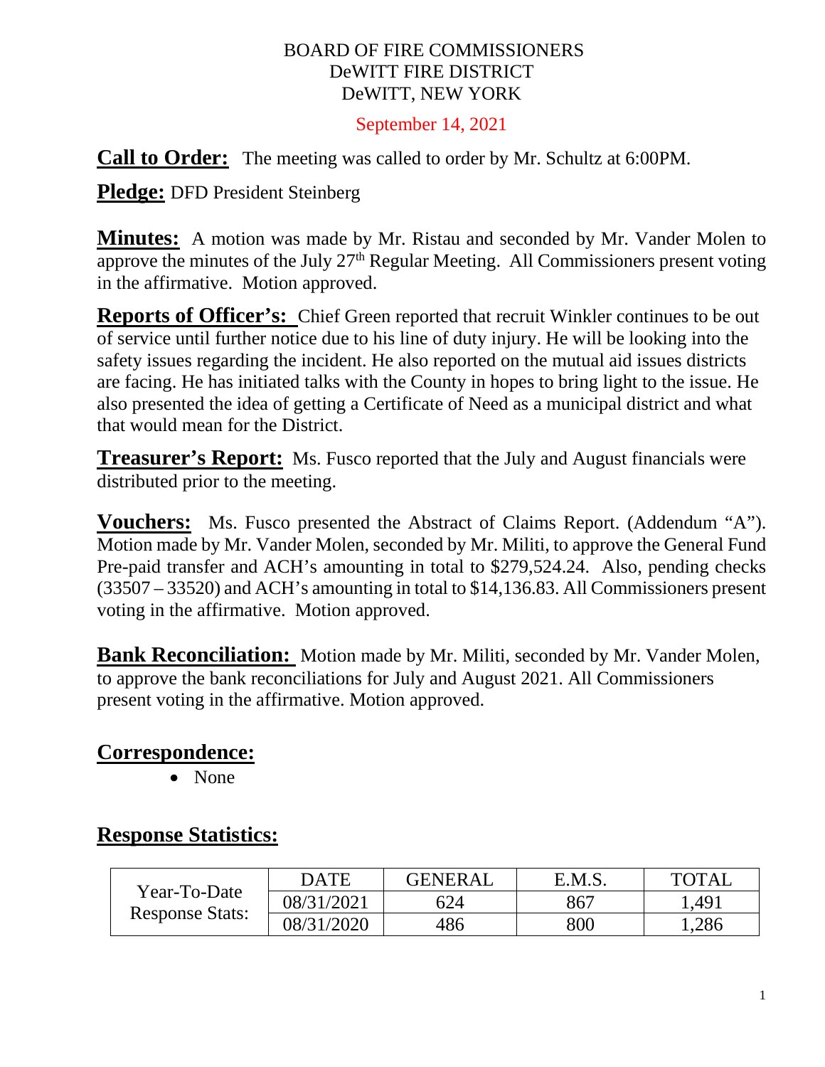BOARD OF FIRE COMMISSIONERS
DeWITT FIRE DISTRICT
DeWITT, NEW YORK

September 14, 2021

**Call to Order:** The meeting was called to order by Mr. Schultz at 6:00PM.

**Pledge:** DFD President Steinberg

**Minutes:** A motion was made by Mr. Ristau and seconded by Mr. Vander Molen to approve the minutes of the July 27th Regular Meeting. All Commissioners present voting in the affirmative. Motion approved.

**Reports of Officer's:** Chief Green reported that recruit Winkler continues to be out of service until further notice due to his line of duty injury. He will be looking into the safety issues regarding the incident. He also reported on the mutual aid issues districts are facing. He has initiated talks with the County in hopes to bring light to the issue. He also presented the idea of getting a Certificate of Need as a municipal district and what that would mean for the District.

**Treasurer's Report:** Ms. Fusco reported that the July and August financials were distributed prior to the meeting.

**Vouchers:** Ms. Fusco presented the Abstract of Claims Report. (Addendum "A"). Motion made by Mr. Vander Molen, seconded by Mr. Militi, to approve the General Fund Pre-paid transfer and ACH's amounting in total to $279,524.24. Also, pending checks (33507 – 33520) and ACH's amounting in total to $14,136.83. All Commissioners present voting in the affirmative. Motion approved.

**Bank Reconciliation:** Motion made by Mr. Militi, seconded by Mr. Vander Molen, to approve the bank reconciliations for July and August 2021. All Commissioners present voting in the affirmative. Motion approved.

## Correspondence:

- None

## Response Statistics:

| | DATE | GENERAL | E.M.S. | TOTAL |
|---|---|---|---|---|
| Year-To-Date Response Stats: | 08/31/2021 | 624 | 867 | 1,491 |
| | 08/31/2020 | 486 | 800 | 1,286 |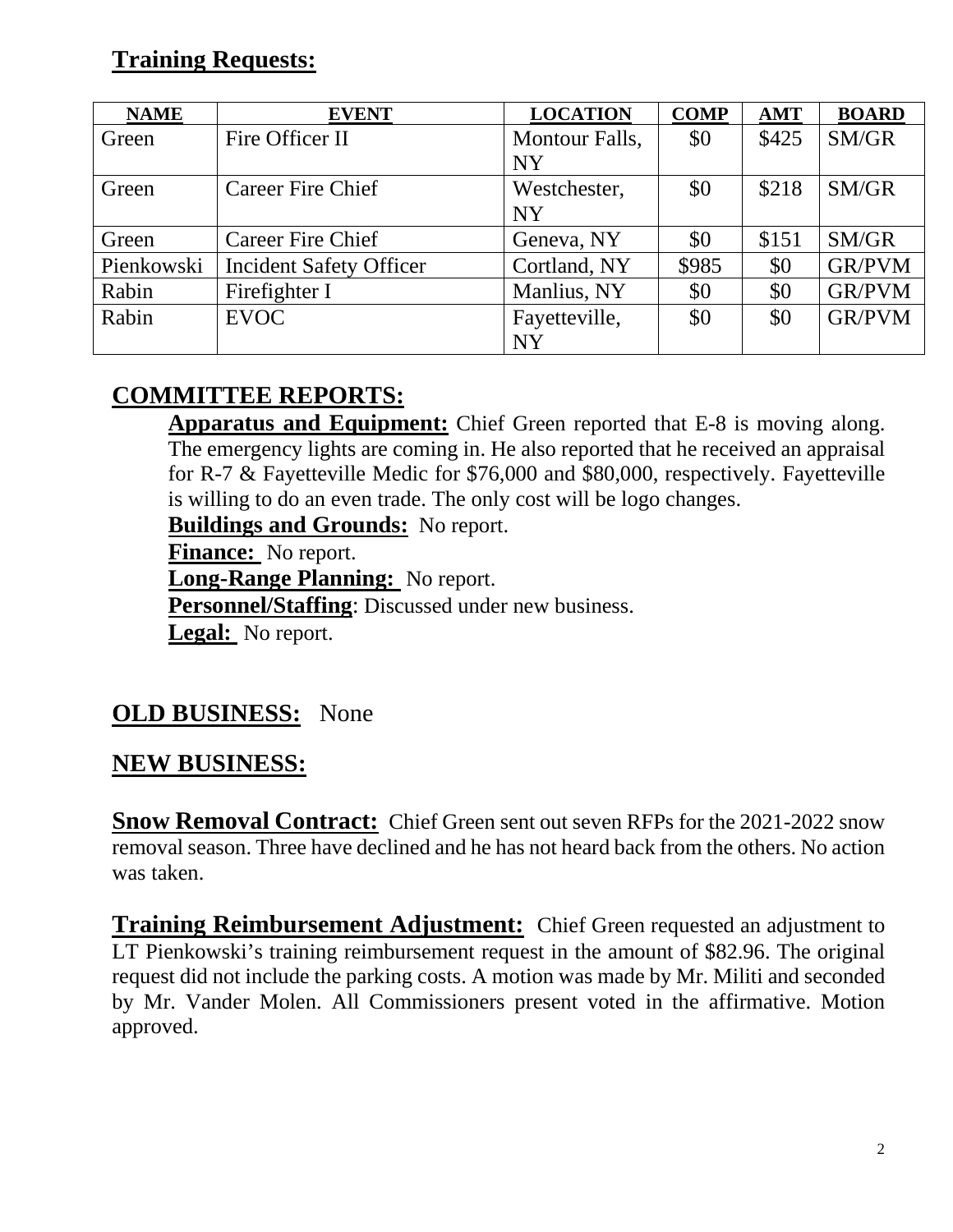## Training Requests:

| NAME | EVENT | LOCATION | COMP | AMT | BOARD |
|---|---|---|---|---|---|
| Green | Fire Officer II | Montour Falls, NY | $0 | $425 | SM/GR |
| Green | Career Fire Chief | Westchester, NY | $0 | $218 | SM/GR |
| Green | Career Fire Chief | Geneva, NY | $0 | $151 | SM/GR |
| Pienkowski | Incident Safety Officer | Cortland, NY | $985 | $0 | GR/PVM |
| Rabin | Firefighter I | Manlius, NY | $0 | $0 | GR/PVM |
| Rabin | EVOC | Fayetteville, NY | $0 | $0 | GR/PVM |

## COMMITTEE REPORTS:

**Apparatus and Equipment:** Chief Green reported that E-8 is moving along. The emergency lights are coming in. He also reported that he received an appraisal for R-7 & Fayetteville Medic for $76,000 and $80,000, respectively. Fayetteville is willing to do an even trade. The only cost will be logo changes.

**Buildings and Grounds:** No report.

**Finance:** No report.

**Long-Range Planning:** No report.

**Personnel/Staffing**: Discussed under new business.

**Legal:** No report.

## OLD BUSINESS: None

## NEW BUSINESS:

**Snow Removal Contract:** Chief Green sent out seven RFPs for the 2021-2022 snow removal season. Three have declined and he has not heard back from the others. No action was taken.

**Training Reimbursement Adjustment:** Chief Green requested an adjustment to LT Pienkowski's training reimbursement request in the amount of $82.96. The original request did not include the parking costs. A motion was made by Mr. Militi and seconded by Mr. Vander Molen. All Commissioners present voted in the affirmative. Motion approved.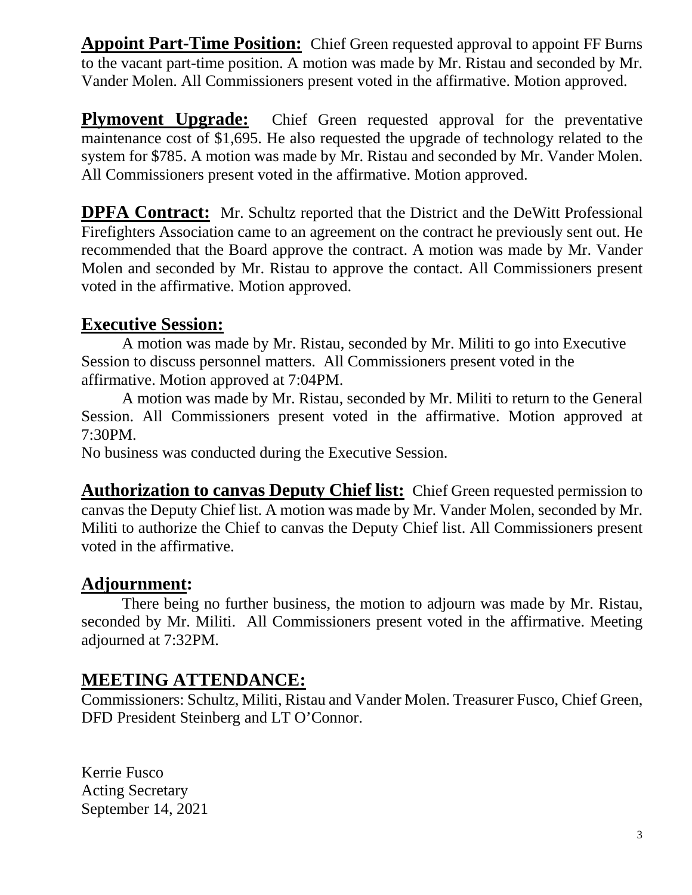**Appoint Part-Time Position:** Chief Green requested approval to appoint FF Burns to the vacant part-time position. A motion was made by Mr. Ristau and seconded by Mr. Vander Molen. All Commissioners present voted in the affirmative. Motion approved.

**Plymovent Upgrade:** Chief Green requested approval for the preventative maintenance cost of $1,695. He also requested the upgrade of technology related to the system for $785. A motion was made by Mr. Ristau and seconded by Mr. Vander Molen. All Commissioners present voted in the affirmative. Motion approved.

**DPFA Contract:** Mr. Schultz reported that the District and the DeWitt Professional Firefighters Association came to an agreement on the contract he previously sent out. He recommended that the Board approve the contract. A motion was made by Mr. Vander Molen and seconded by Mr. Ristau to approve the contact. All Commissioners present voted in the affirmative. Motion approved.

## Executive Session:

A motion was made by Mr. Ristau, seconded by Mr. Militi to go into Executive Session to discuss personnel matters. All Commissioners present voted in the affirmative. Motion approved at 7:04PM.

A motion was made by Mr. Ristau, seconded by Mr. Militi to return to the General Session. All Commissioners present voted in the affirmative. Motion approved at 7:30PM.

No business was conducted during the Executive Session.

**Authorization to canvas Deputy Chief list:** Chief Green requested permission to canvas the Deputy Chief list. A motion was made by Mr. Vander Molen, seconded by Mr. Militi to authorize the Chief to canvas the Deputy Chief list. All Commissioners present voted in the affirmative.

## Adjournment:

There being no further business, the motion to adjourn was made by Mr. Ristau, seconded by Mr. Militi. All Commissioners present voted in the affirmative. Meeting adjourned at 7:32PM.

## MEETING ATTENDANCE:

Commissioners: Schultz, Militi, Ristau and Vander Molen. Treasurer Fusco, Chief Green, DFD President Steinberg and LT O'Connor.

Kerrie Fusco
Acting Secretary
September 14, 2021